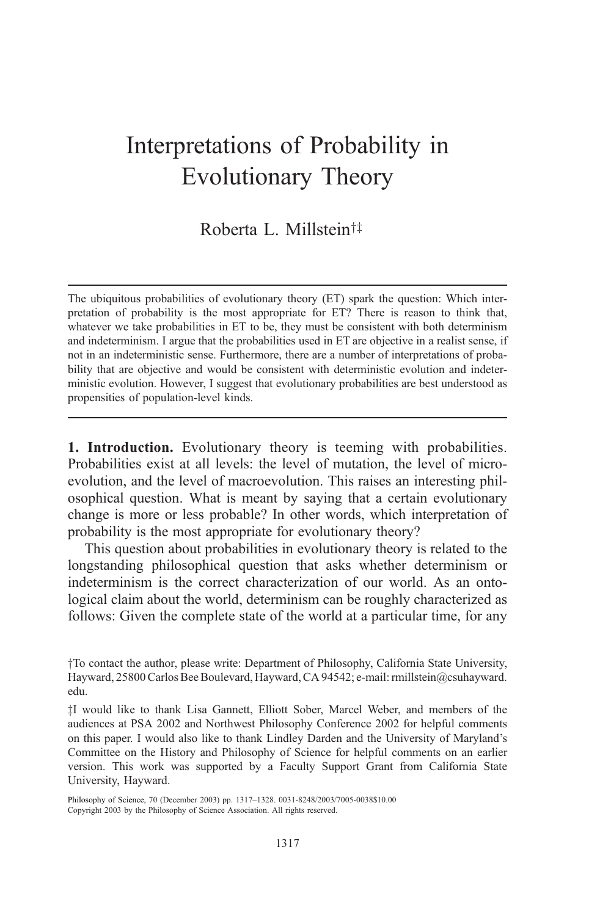# Interpretations of Probability in Evolutionary Theory

Roberta L. Millstein[†‡]

---

The ubiquitous probabilities of evolutionary theory (ET) spark the question: Which interpretation of probability is the most appropriate for ET? There is reason to think that, whatever we take probabilities in ET to be, they must be consistent with both determinism and indeterminism. I argue that the probabilities used in ET are objective in a realist sense, if not in an indeterministic sense. Furthermore, there are a number of interpretations of probability that are objective and would be consistent with deterministic evolution and indeterministic evolution. However, I suggest that evolutionary probabilities are best understood as propensities of population-level kinds.

---

**1. Introduction.** Evolutionary theory is teeming with probabilities. Probabilities exist at all levels: the level of mutation, the level of microevolution, and the level of macroevolution. This raises an interesting philosophical question. What is meant by saying that a certain evolutionary change is more or less probable? In other words, which interpretation of probability is the most appropriate for evolutionary theory?

This question about probabilities in evolutionary theory is related to the longstanding philosophical question that asks whether determinism or indeterminism is the correct characterization of our world. As an ontological claim about the world, determinism can be roughly characterized as follows: Given the complete state of the world at a particular time, for any

---

†To contact the author, please write: Department of Philosophy, California State University, Hayward, 25800 Carlos Bee Boulevard, Hayward, CA 94542; e-mail: rmillstein@csuhayward.edu.

‡I would like to thank Lisa Gannett, Elliott Sober, Marcel Weber, and members of the audiences at PSA 2002 and Northwest Philosophy Conference 2002 for helpful comments on this paper. I would also like to thank Lindley Darden and the University of Maryland's Committee on the History and Philosophy of Science for helpful comments on an earlier version. This work was supported by a Faculty Support Grant from California State University, Hayward.

Philosophy of Science, 70 (December 2003) pp. 1317–1328. 0031-8248/2003/7005-0038$10.00
Copyright 2003 by the Philosophy of Science Association. All rights reserved.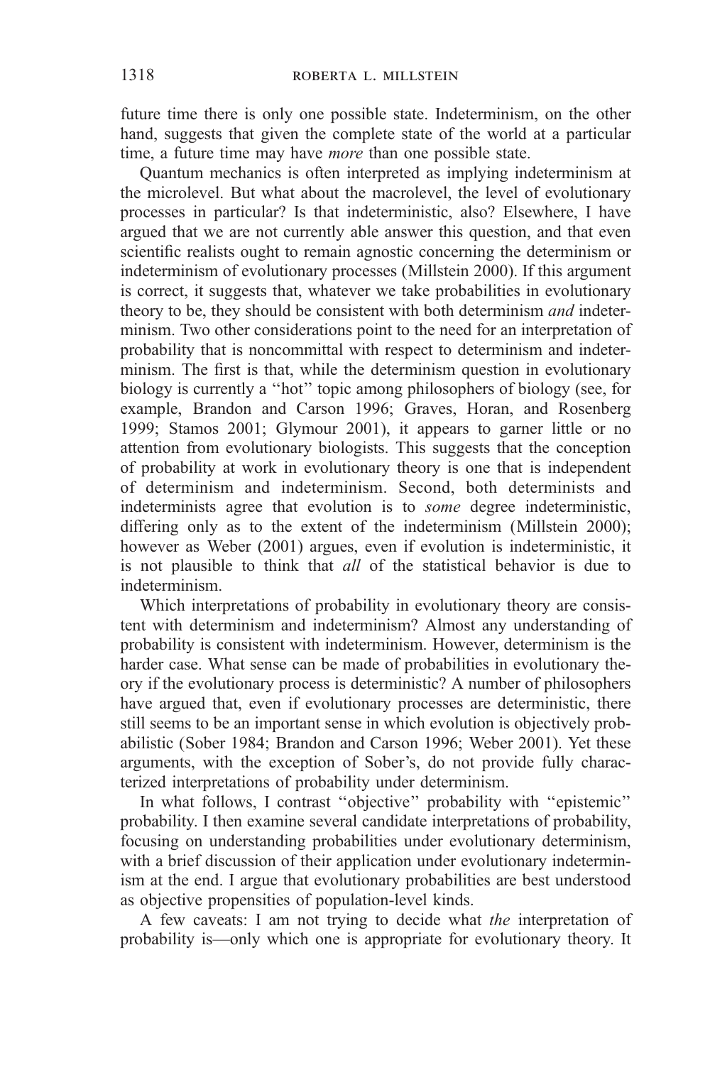future time there is only one possible state. Indeterminism, on the other hand, suggests that given the complete state of the world at a particular time, a future time may have *more* than one possible state.

Quantum mechanics is often interpreted as implying indeterminism at the microlevel. But what about the macrolevel, the level of evolutionary processes in particular? Is that indeterministic, also? Elsewhere, I have argued that we are not currently able answer this question, and that even scientific realists ought to remain agnostic concerning the determinism or indeterminism of evolutionary processes (Millstein 2000). If this argument is correct, it suggests that, whatever we take probabilities in evolutionary theory to be, they should be consistent with both determinism *and* indeterminism. Two other considerations point to the need for an interpretation of probability that is noncommittal with respect to determinism and indeterminism. The first is that, while the determinism question in evolutionary biology is currently a "hot" topic among philosophers of biology (see, for example, Brandon and Carson 1996; Graves, Horan, and Rosenberg 1999; Stamos 2001; Glymour 2001), it appears to garner little or no attention from evolutionary biologists. This suggests that the conception of probability at work in evolutionary theory is one that is independent of determinism and indeterminism. Second, both determinists and indeterminists agree that evolution is to *some* degree indeterministic, differing only as to the extent of the indeterminism (Millstein 2000); however as Weber (2001) argues, even if evolution is indeterministic, it is not plausible to think that *all* of the statistical behavior is due to indeterminism.

Which interpretations of probability in evolutionary theory are consistent with determinism and indeterminism? Almost any understanding of probability is consistent with indeterminism. However, determinism is the harder case. What sense can be made of probabilities in evolutionary theory if the evolutionary process is deterministic? A number of philosophers have argued that, even if evolutionary processes are deterministic, there still seems to be an important sense in which evolution is objectively probabilistic (Sober 1984; Brandon and Carson 1996; Weber 2001). Yet these arguments, with the exception of Sober's, do not provide fully characterized interpretations of probability under determinism.

In what follows, I contrast "objective" probability with "epistemic" probability. I then examine several candidate interpretations of probability, focusing on understanding probabilities under evolutionary determinism, with a brief discussion of their application under evolutionary indeterminism at the end. I argue that evolutionary probabilities are best understood as objective propensities of population-level kinds.

A few caveats: I am not trying to decide what *the* interpretation of probability is—only which one is appropriate for evolutionary theory. It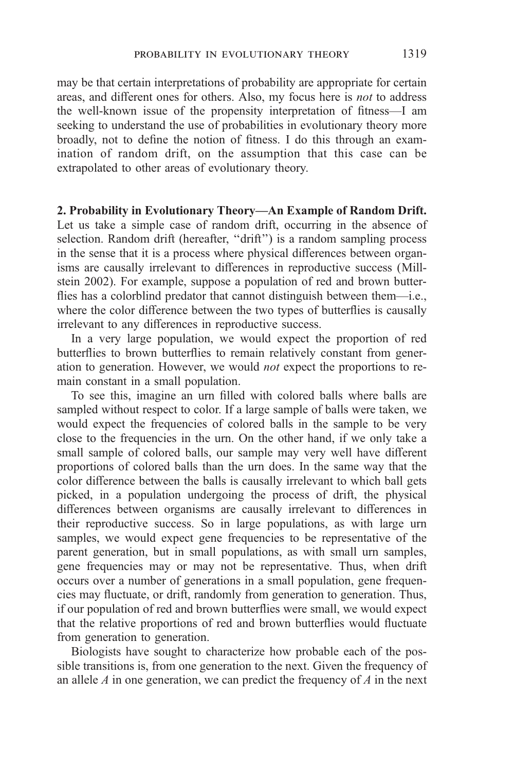may be that certain interpretations of probability are appropriate for certain areas, and different ones for others. Also, my focus here is *not* to address the well-known issue of the propensity interpretation of fitness—I am seeking to understand the use of probabilities in evolutionary theory more broadly, not to define the notion of fitness. I do this through an examination of random drift, on the assumption that this case can be extrapolated to other areas of evolutionary theory.

## 2. Probability in Evolutionary Theory—An Example of Random Drift.

Let us take a simple case of random drift, occurring in the absence of selection. Random drift (hereafter, "drift") is a random sampling process in the sense that it is a process where physical differences between organisms are causally irrelevant to differences in reproductive success (Millstein 2002). For example, suppose a population of red and brown butterflies has a colorblind predator that cannot distinguish between them—i.e., where the color difference between the two types of butterflies is causally irrelevant to any differences in reproductive success.

In a very large population, we would expect the proportion of red butterflies to brown butterflies to remain relatively constant from generation to generation. However, we would *not* expect the proportions to remain constant in a small population.

To see this, imagine an urn filled with colored balls where balls are sampled without respect to color. If a large sample of balls were taken, we would expect the frequencies of colored balls in the sample to be very close to the frequencies in the urn. On the other hand, if we only take a small sample of colored balls, our sample may very well have different proportions of colored balls than the urn does. In the same way that the color difference between the balls is causally irrelevant to which ball gets picked, in a population undergoing the process of drift, the physical differences between organisms are causally irrelevant to differences in their reproductive success. So in large populations, as with large urn samples, we would expect gene frequencies to be representative of the parent generation, but in small populations, as with small urn samples, gene frequencies may or may not be representative. Thus, when drift occurs over a number of generations in a small population, gene frequencies may fluctuate, or drift, randomly from generation to generation. Thus, if our population of red and brown butterflies were small, we would expect that the relative proportions of red and brown butterflies would fluctuate from generation to generation.

Biologists have sought to characterize how probable each of the possible transitions is, from one generation to the next. Given the frequency of an allele *A* in one generation, we can predict the frequency of *A* in the next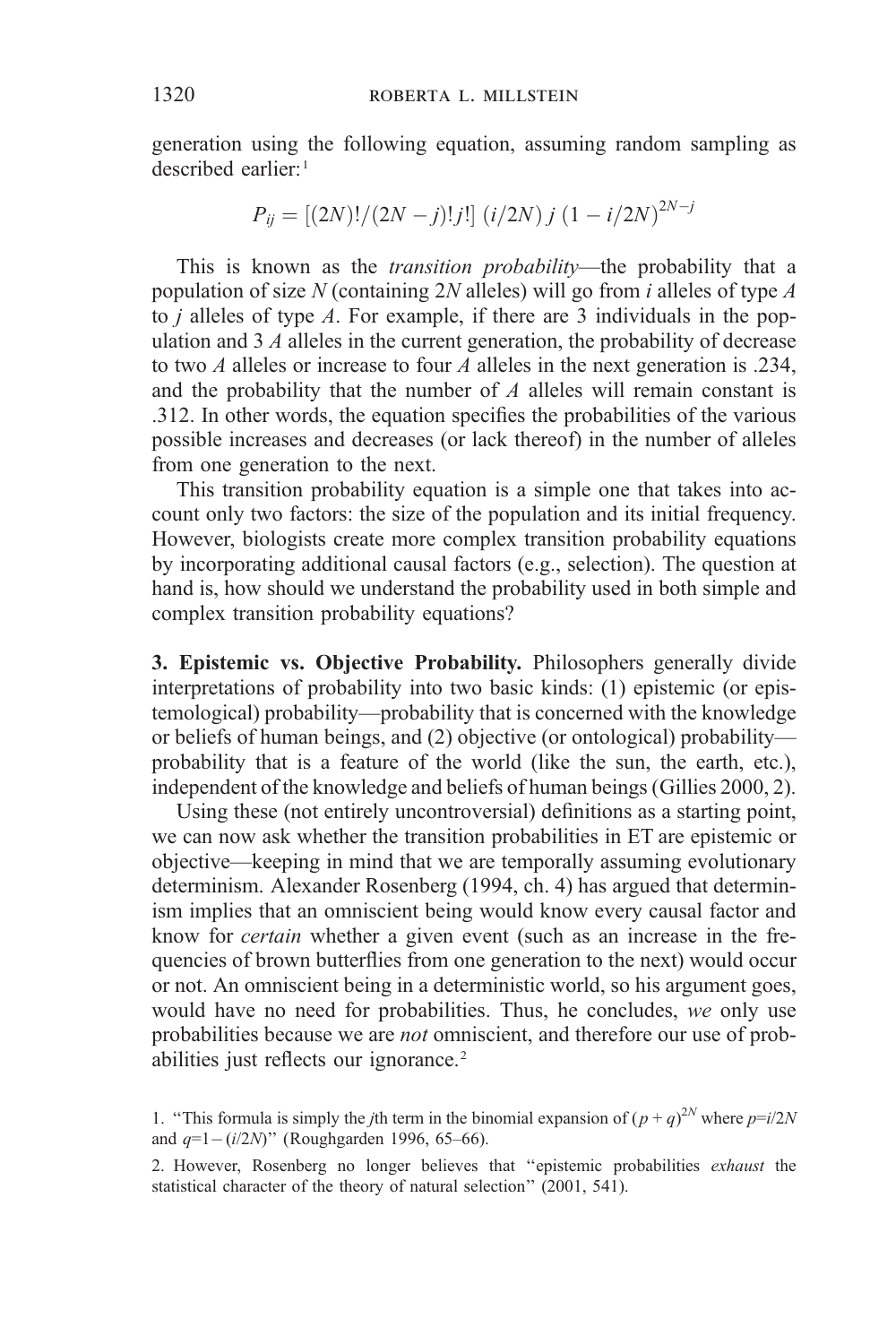generation using the following equation, assuming random sampling as described earlier:[1]

$$P_{ij} = [(2N)!/(2N-j)!j!]\ (i/2N)\ j\ (1 - i/2N)^{2N-j}$$

This is known as the *transition probability*—the probability that a population of size $N$ (containing $2N$ alleles) will go from $i$ alleles of type $A$ to $j$ alleles of type $A$. For example, if there are 3 individuals in the population and 3 $A$ alleles in the current generation, the probability of decrease to two $A$ alleles or increase to four $A$ alleles in the next generation is .234, and the probability that the number of $A$ alleles will remain constant is .312. In other words, the equation specifies the probabilities of the various possible increases and decreases (or lack thereof) in the number of alleles from one generation to the next.

This transition probability equation is a simple one that takes into account only two factors: the size of the population and its initial frequency. However, biologists create more complex transition probability equations by incorporating additional causal factors (e.g., selection). The question at hand is, how should we understand the probability used in both simple and complex transition probability equations?

**3. Epistemic vs. Objective Probability.** Philosophers generally divide interpretations of probability into two basic kinds: (1) epistemic (or epistemological) probability—probability that is concerned with the knowledge or beliefs of human beings, and (2) objective (or ontological) probability—probability that is a feature of the world (like the sun, the earth, etc.), independent of the knowledge and beliefs of human beings (Gillies 2000, 2).

Using these (not entirely uncontroversial) definitions as a starting point, we can now ask whether the transition probabilities in ET are epistemic or objective—keeping in mind that we are temporally assuming evolutionary determinism. Alexander Rosenberg (1994, ch. 4) has argued that determinism implies that an omniscient being would know every causal factor and know for *certain* whether a given event (such as an increase in the frequencies of brown butterflies from one generation to the next) would occur or not. An omniscient being in a deterministic world, so his argument goes, would have no need for probabilities. Thus, he concludes, *we* only use probabilities because we are *not* omniscient, and therefore our use of probabilities just reflects our ignorance.[2]

1. "This formula is simply the $j$th term in the binomial expansion of $(p + q)^{2N}$ where $p=i/2N$ and $q=1-(i/2N)$" (Roughgarden 1996, 65–66).

2. However, Rosenberg no longer believes that "epistemic probabilities *exhaust* the statistical character of the theory of natural selection" (2001, 541).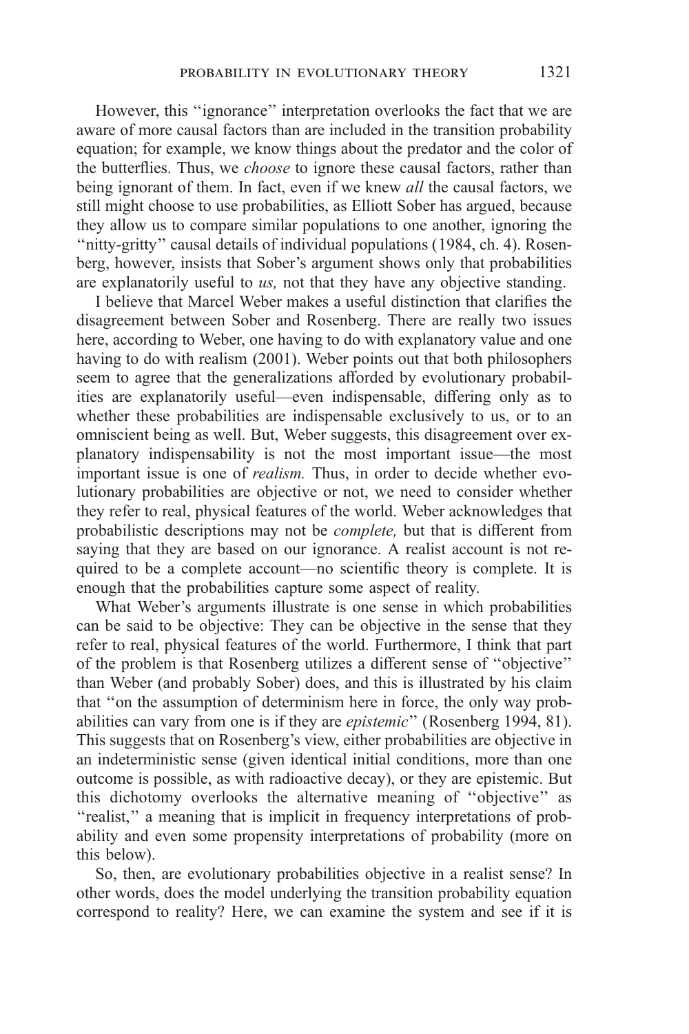However, this "ignorance" interpretation overlooks the fact that we are aware of more causal factors than are included in the transition probability equation; for example, we know things about the predator and the color of the butterflies. Thus, we *choose* to ignore these causal factors, rather than being ignorant of them. In fact, even if we knew *all* the causal factors, we still might choose to use probabilities, as Elliott Sober has argued, because they allow us to compare similar populations to one another, ignoring the "nitty-gritty" causal details of individual populations (1984, ch. 4). Rosenberg, however, insists that Sober's argument shows only that probabilities are explanatorily useful to *us,* not that they have any objective standing.

I believe that Marcel Weber makes a useful distinction that clarifies the disagreement between Sober and Rosenberg. There are really two issues here, according to Weber, one having to do with explanatory value and one having to do with realism (2001). Weber points out that both philosophers seem to agree that the generalizations afforded by evolutionary probabilities are explanatorily useful—even indispensable, differing only as to whether these probabilities are indispensable exclusively to us, or to an omniscient being as well. But, Weber suggests, this disagreement over explanatory indispensability is not the most important issue—the most important issue is one of *realism.* Thus, in order to decide whether evolutionary probabilities are objective or not, we need to consider whether they refer to real, physical features of the world. Weber acknowledges that probabilistic descriptions may not be *complete,* but that is different from saying that they are based on our ignorance. A realist account is not required to be a complete account—no scientific theory is complete. It is enough that the probabilities capture some aspect of reality.

What Weber's arguments illustrate is one sense in which probabilities can be said to be objective: They can be objective in the sense that they refer to real, physical features of the world. Furthermore, I think that part of the problem is that Rosenberg utilizes a different sense of "objective" than Weber (and probably Sober) does, and this is illustrated by his claim that "on the assumption of determinism here in force, the only way probabilities can vary from one is if they are *epistemic*" (Rosenberg 1994, 81). This suggests that on Rosenberg's view, either probabilities are objective in an indeterministic sense (given identical initial conditions, more than one outcome is possible, as with radioactive decay), or they are epistemic. But this dichotomy overlooks the alternative meaning of "objective" as "realist," a meaning that is implicit in frequency interpretations of probability and even some propensity interpretations of probability (more on this below).

So, then, are evolutionary probabilities objective in a realist sense? In other words, does the model underlying the transition probability equation correspond to reality? Here, we can examine the system and see if it is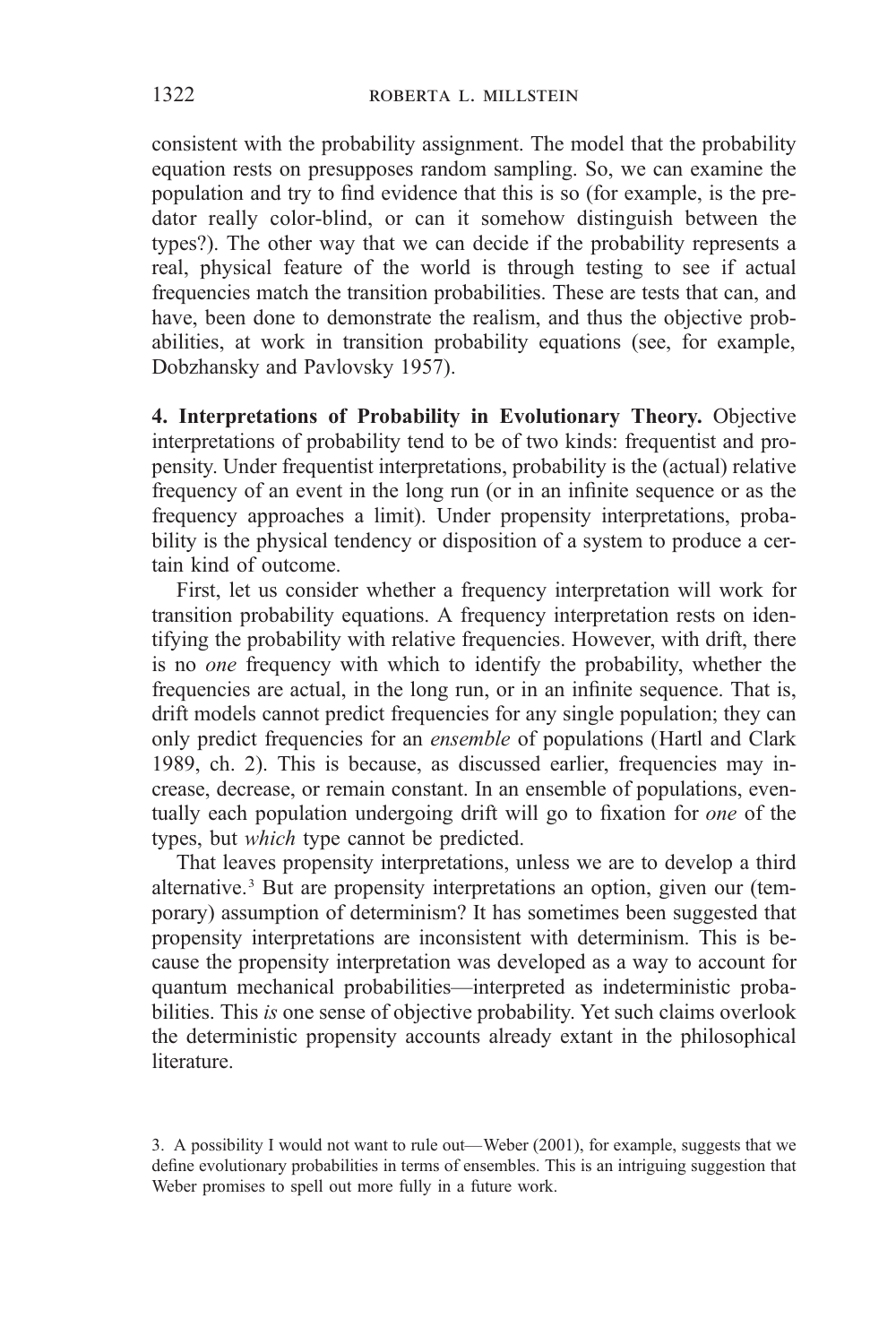consistent with the probability assignment. The model that the probability equation rests on presupposes random sampling. So, we can examine the population and try to find evidence that this is so (for example, is the predator really color-blind, or can it somehow distinguish between the types?). The other way that we can decide if the probability represents a real, physical feature of the world is through testing to see if actual frequencies match the transition probabilities. These are tests that can, and have, been done to demonstrate the realism, and thus the objective probabilities, at work in transition probability equations (see, for example, Dobzhansky and Pavlovsky 1957).

**4. Interpretations of Probability in Evolutionary Theory.** Objective interpretations of probability tend to be of two kinds: frequentist and propensity. Under frequentist interpretations, probability is the (actual) relative frequency of an event in the long run (or in an infinite sequence or as the frequency approaches a limit). Under propensity interpretations, probability is the physical tendency or disposition of a system to produce a certain kind of outcome.

First, let us consider whether a frequency interpretation will work for transition probability equations. A frequency interpretation rests on identifying the probability with relative frequencies. However, with drift, there is no *one* frequency with which to identify the probability, whether the frequencies are actual, in the long run, or in an infinite sequence. That is, drift models cannot predict frequencies for any single population; they can only predict frequencies for an *ensemble* of populations (Hartl and Clark 1989, ch. 2). This is because, as discussed earlier, frequencies may increase, decrease, or remain constant. In an ensemble of populations, eventually each population undergoing drift will go to fixation for *one* of the types, but *which* type cannot be predicted.

That leaves propensity interpretations, unless we are to develop a third alternative.[3] But are propensity interpretations an option, given our (temporary) assumption of determinism? It has sometimes been suggested that propensity interpretations are inconsistent with determinism. This is because the propensity interpretation was developed as a way to account for quantum mechanical probabilities—interpreted as indeterministic probabilities. This *is* one sense of objective probability. Yet such claims overlook the deterministic propensity accounts already extant in the philosophical literature.

3. A possibility I would not want to rule out—Weber (2001), for example, suggests that we define evolutionary probabilities in terms of ensembles. This is an intriguing suggestion that Weber promises to spell out more fully in a future work.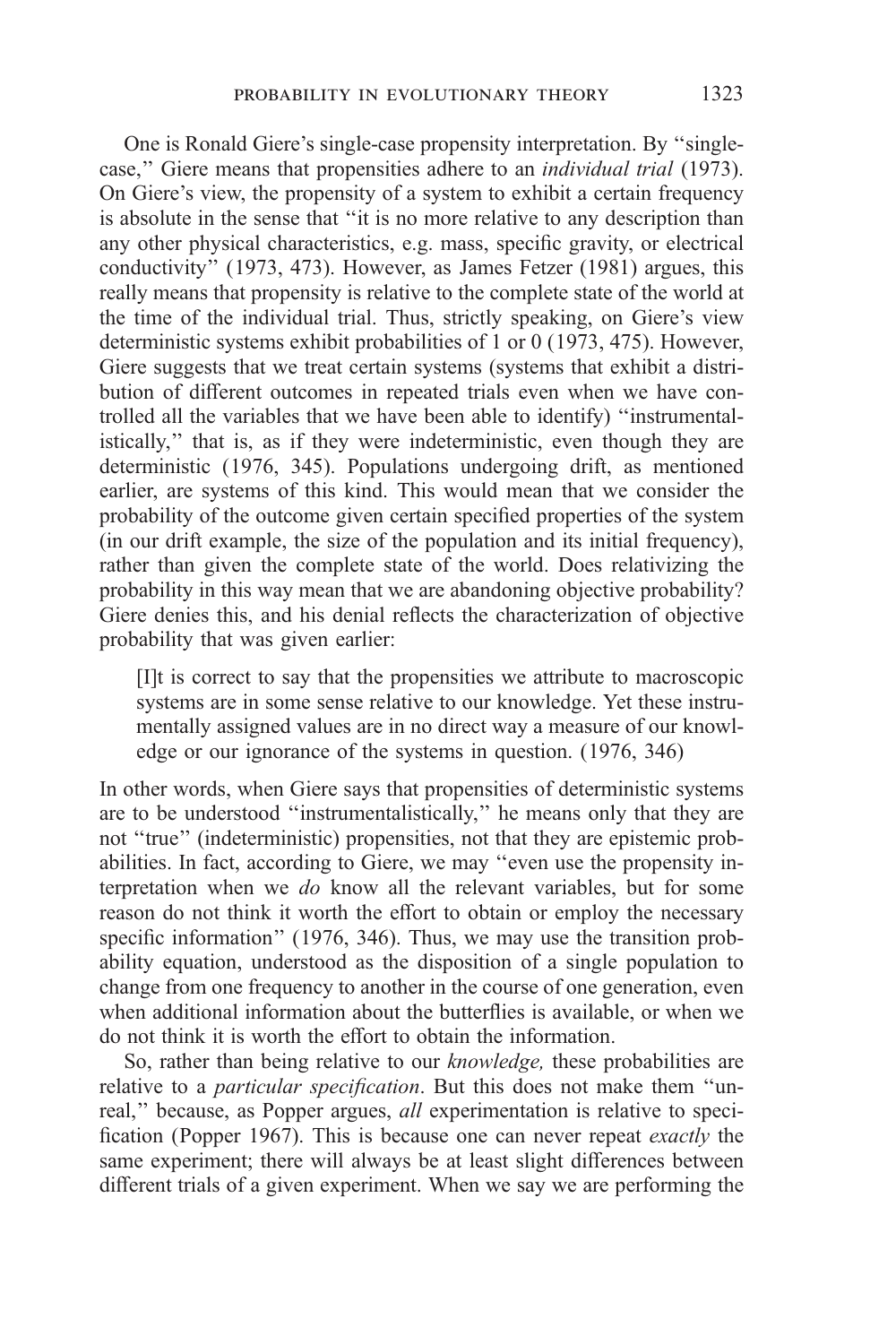One is Ronald Giere's single-case propensity interpretation. By "single-case," Giere means that propensities adhere to an *individual trial* (1973). On Giere's view, the propensity of a system to exhibit a certain frequency is absolute in the sense that "it is no more relative to any description than any other physical characteristics, e.g. mass, specific gravity, or electrical conductivity" (1973, 473). However, as James Fetzer (1981) argues, this really means that propensity is relative to the complete state of the world at the time of the individual trial. Thus, strictly speaking, on Giere's view deterministic systems exhibit probabilities of 1 or 0 (1973, 475). However, Giere suggests that we treat certain systems (systems that exhibit a distribution of different outcomes in repeated trials even when we have controlled all the variables that we have been able to identify) "instrumentalistically," that is, as if they were indeterministic, even though they are deterministic (1976, 345). Populations undergoing drift, as mentioned earlier, are systems of this kind. This would mean that we consider the probability of the outcome given certain specified properties of the system (in our drift example, the size of the population and its initial frequency), rather than given the complete state of the world. Does relativizing the probability in this way mean that we are abandoning objective probability? Giere denies this, and his denial reflects the characterization of objective probability that was given earlier:

> [I]t is correct to say that the propensities we attribute to macroscopic systems are in some sense relative to our knowledge. Yet these instrumentally assigned values are in no direct way a measure of our knowledge or our ignorance of the systems in question. (1976, 346)

In other words, when Giere says that propensities of deterministic systems are to be understood "instrumentalistically," he means only that they are not "true" (indeterministic) propensities, not that they are epistemic probabilities. In fact, according to Giere, we may "even use the propensity interpretation when we *do* know all the relevant variables, but for some reason do not think it worth the effort to obtain or employ the necessary specific information" (1976, 346). Thus, we may use the transition probability equation, understood as the disposition of a single population to change from one frequency to another in the course of one generation, even when additional information about the butterflies is available, or when we do not think it is worth the effort to obtain the information.

So, rather than being relative to our *knowledge,* these probabilities are relative to a *particular specification*. But this does not make them "unreal," because, as Popper argues, *all* experimentation is relative to specification (Popper 1967). This is because one can never repeat *exactly* the same experiment; there will always be at least slight differences between different trials of a given experiment. When we say we are performing the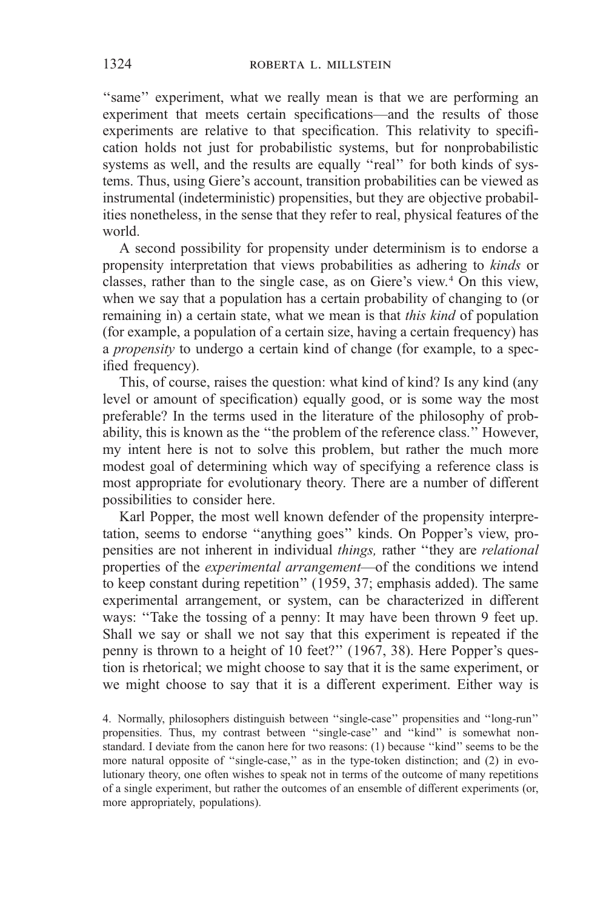''same'' experiment, what we really mean is that we are performing an experiment that meets certain specifications—and the results of those experiments are relative to that specification. This relativity to specification holds not just for probabilistic systems, but for nonprobabilistic systems as well, and the results are equally ''real'' for both kinds of systems. Thus, using Giere's account, transition probabilities can be viewed as instrumental (indeterministic) propensities, but they are objective probabilities nonetheless, in the sense that they refer to real, physical features of the world.

A second possibility for propensity under determinism is to endorse a propensity interpretation that views probabilities as adhering to *kinds* or classes, rather than to the single case, as on Giere's view.[4] On this view, when we say that a population has a certain probability of changing to (or remaining in) a certain state, what we mean is that *this kind* of population (for example, a population of a certain size, having a certain frequency) has a *propensity* to undergo a certain kind of change (for example, to a specified frequency).

This, of course, raises the question: what kind of kind? Is any kind (any level or amount of specification) equally good, or is some way the most preferable? In the terms used in the literature of the philosophy of probability, this is known as the ''the problem of the reference class.'' However, my intent here is not to solve this problem, but rather the much more modest goal of determining which way of specifying a reference class is most appropriate for evolutionary theory. There are a number of different possibilities to consider here.

Karl Popper, the most well known defender of the propensity interpretation, seems to endorse ''anything goes'' kinds. On Popper's view, propensities are not inherent in individual *things,* rather ''they are *relational* properties of the *experimental arrangement*—of the conditions we intend to keep constant during repetition'' (1959, 37; emphasis added). The same experimental arrangement, or system, can be characterized in different ways: ''Take the tossing of a penny: It may have been thrown 9 feet up. Shall we say or shall we not say that this experiment is repeated if the penny is thrown to a height of 10 feet?'' (1967, 38). Here Popper's question is rhetorical; we might choose to say that it is the same experiment, or we might choose to say that it is a different experiment. Either way is

4. Normally, philosophers distinguish between ''single-case'' propensities and ''long-run'' propensities. Thus, my contrast between ''single-case'' and ''kind'' is somewhat nonstandard. I deviate from the canon here for two reasons: (1) because ''kind'' seems to be the more natural opposite of ''single-case,'' as in the type-token distinction; and (2) in evolutionary theory, one often wishes to speak not in terms of the outcome of many repetitions of a single experiment, but rather the outcomes of an ensemble of different experiments (or, more appropriately, populations).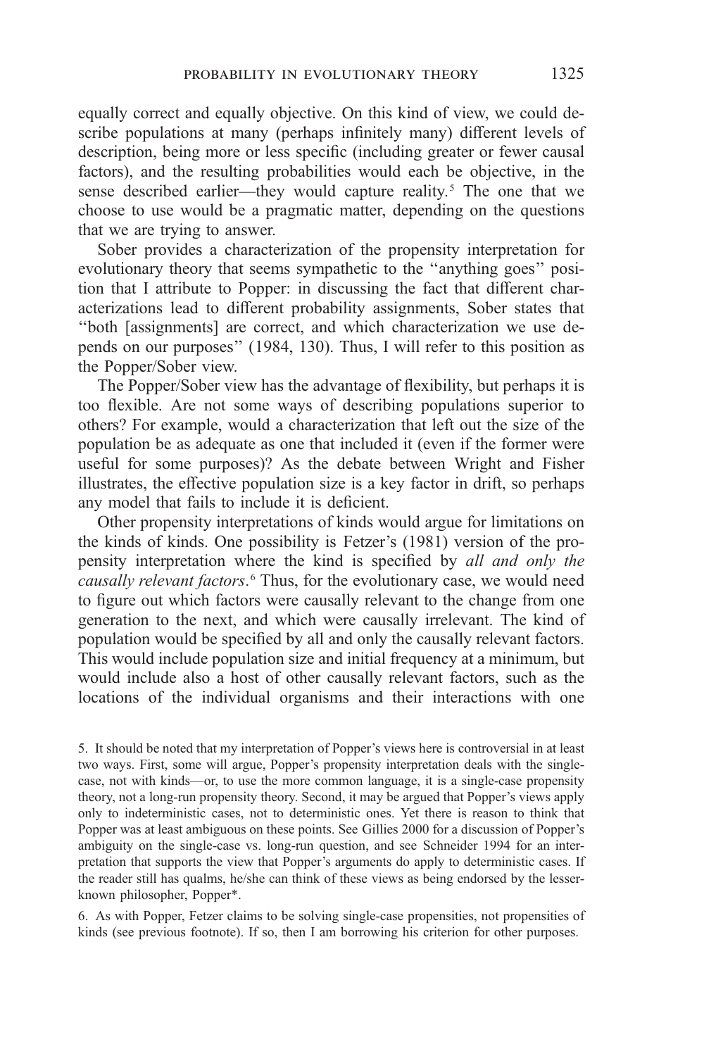equally correct and equally objective. On this kind of view, we could describe populations at many (perhaps infinitely many) different levels of description, being more or less specific (including greater or fewer causal factors), and the resulting probabilities would each be objective, in the sense described earlier—they would capture reality.[5] The one that we choose to use would be a pragmatic matter, depending on the questions that we are trying to answer.

Sober provides a characterization of the propensity interpretation for evolutionary theory that seems sympathetic to the "anything goes" position that I attribute to Popper: in discussing the fact that different characterizations lead to different probability assignments, Sober states that "both [assignments] are correct, and which characterization we use depends on our purposes" (1984, 130). Thus, I will refer to this position as the Popper/Sober view.

The Popper/Sober view has the advantage of flexibility, but perhaps it is too flexible. Are not some ways of describing populations superior to others? For example, would a characterization that left out the size of the population be as adequate as one that included it (even if the former were useful for some purposes)? As the debate between Wright and Fisher illustrates, the effective population size is a key factor in drift, so perhaps any model that fails to include it is deficient.

Other propensity interpretations of kinds would argue for limitations on the kinds of kinds. One possibility is Fetzer's (1981) version of the propensity interpretation where the kind is specified by *all and only the causally relevant factors*.[6] Thus, for the evolutionary case, we would need to figure out which factors were causally relevant to the change from one generation to the next, and which were causally irrelevant. The kind of population would be specified by all and only the causally relevant factors. This would include population size and initial frequency at a minimum, but would include also a host of other causally relevant factors, such as the locations of the individual organisms and their interactions with one

5. It should be noted that my interpretation of Popper's views here is controversial in at least two ways. First, some will argue, Popper's propensity interpretation deals with the single-case, not with kinds—or, to use the more common language, it is a single-case propensity theory, not a long-run propensity theory. Second, it may be argued that Popper's views apply only to indeterministic cases, not to deterministic ones. Yet there is reason to think that Popper was at least ambiguous on these points. See Gillies 2000 for a discussion of Popper's ambiguity on the single-case vs. long-run question, and see Schneider 1994 for an interpretation that supports the view that Popper's arguments do apply to deterministic cases. If the reader still has qualms, he/she can think of these views as being endorsed by the lesser-known philosopher, Popper*.

6. As with Popper, Fetzer claims to be solving single-case propensities, not propensities of kinds (see previous footnote). If so, then I am borrowing his criterion for other purposes.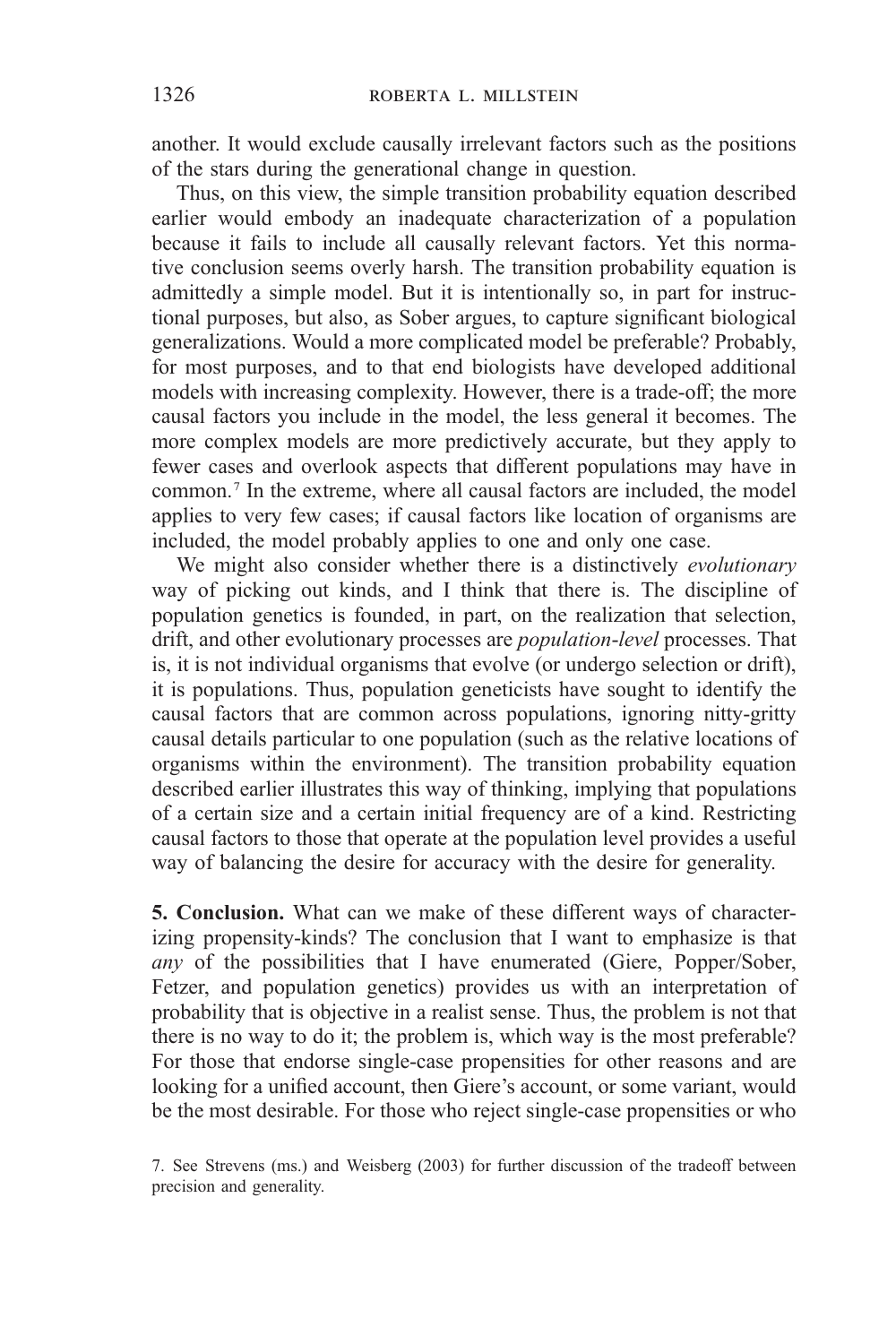another. It would exclude causally irrelevant factors such as the positions of the stars during the generational change in question.

Thus, on this view, the simple transition probability equation described earlier would embody an inadequate characterization of a population because it fails to include all causally relevant factors. Yet this normative conclusion seems overly harsh. The transition probability equation is admittedly a simple model. But it is intentionally so, in part for instructional purposes, but also, as Sober argues, to capture significant biological generalizations. Would a more complicated model be preferable? Probably, for most purposes, and to that end biologists have developed additional models with increasing complexity. However, there is a trade-off; the more causal factors you include in the model, the less general it becomes. The more complex models are more predictively accurate, but they apply to fewer cases and overlook aspects that different populations may have in common.[7] In the extreme, where all causal factors are included, the model applies to very few cases; if causal factors like location of organisms are included, the model probably applies to one and only one case.

We might also consider whether there is a distinctively *evolutionary* way of picking out kinds, and I think that there is. The discipline of population genetics is founded, in part, on the realization that selection, drift, and other evolutionary processes are *population-level* processes. That is, it is not individual organisms that evolve (or undergo selection or drift), it is populations. Thus, population geneticists have sought to identify the causal factors that are common across populations, ignoring nitty-gritty causal details particular to one population (such as the relative locations of organisms within the environment). The transition probability equation described earlier illustrates this way of thinking, implying that populations of a certain size and a certain initial frequency are of a kind. Restricting causal factors to those that operate at the population level provides a useful way of balancing the desire for accuracy with the desire for generality.

**5. Conclusion.** What can we make of these different ways of characterizing propensity-kinds? The conclusion that I want to emphasize is that *any* of the possibilities that I have enumerated (Giere, Popper/Sober, Fetzer, and population genetics) provides us with an interpretation of probability that is objective in a realist sense. Thus, the problem is not that there is no way to do it; the problem is, which way is the most preferable? For those that endorse single-case propensities for other reasons and are looking for a unified account, then Giere's account, or some variant, would be the most desirable. For those who reject single-case propensities or who

7. See Strevens (ms.) and Weisberg (2003) for further discussion of the tradeoff between precision and generality.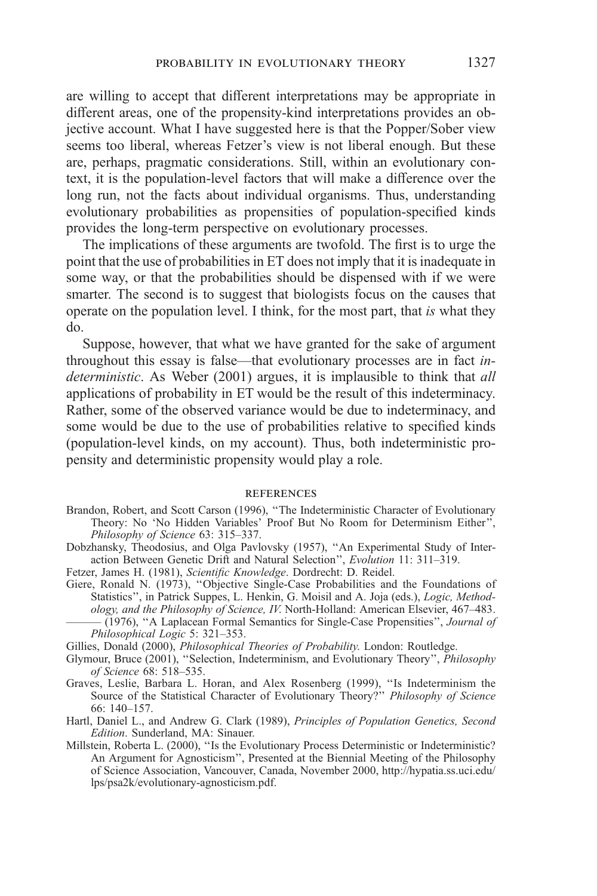are willing to accept that different interpretations may be appropriate in different areas, one of the propensity-kind interpretations provides an objective account. What I have suggested here is that the Popper/Sober view seems too liberal, whereas Fetzer's view is not liberal enough. But these are, perhaps, pragmatic considerations. Still, within an evolutionary context, it is the population-level factors that will make a difference over the long run, not the facts about individual organisms. Thus, understanding evolutionary probabilities as propensities of population-specified kinds provides the long-term perspective on evolutionary processes.

The implications of these arguments are twofold. The first is to urge the point that the use of probabilities in ET does not imply that it is inadequate in some way, or that the probabilities should be dispensed with if we were smarter. The second is to suggest that biologists focus on the causes that operate on the population level. I think, for the most part, that *is* what they do.

Suppose, however, that what we have granted for the sake of argument throughout this essay is false—that evolutionary processes are in fact *indeterministic*. As Weber (2001) argues, it is implausible to think that *all* applications of probability in ET would be the result of this indeterminacy. Rather, some of the observed variance would be due to indeterminacy, and some would be due to the use of probabilities relative to specified kinds (population-level kinds, on my account). Thus, both indeterministic propensity and deterministic propensity would play a role.

## REFERENCES

Brandon, Robert, and Scott Carson (1996), "The Indeterministic Character of Evolutionary Theory: No 'No Hidden Variables' Proof But No Room for Determinism Either", *Philosophy of Science* 63: 315–337.

Dobzhansky, Theodosius, and Olga Pavlovsky (1957), "An Experimental Study of Interaction Between Genetic Drift and Natural Selection", *Evolution* 11: 311–319.

Fetzer, James H. (1981), *Scientific Knowledge*. Dordrecht: D. Reidel.

Giere, Ronald N. (1973), "Objective Single-Case Probabilities and the Foundations of Statistics", in Patrick Suppes, L. Henkin, G. Moisil and A. Joja (eds.), *Logic, Methodology, and the Philosophy of Science, IV.* North-Holland: American Elsevier, 467–483.

——— (1976), "A Laplacean Formal Semantics for Single-Case Propensities", *Journal of Philosophical Logic* 5: 321–353.

Gillies, Donald (2000), *Philosophical Theories of Probability.* London: Routledge.

Glymour, Bruce (2001), "Selection, Indeterminism, and Evolutionary Theory", *Philosophy of Science* 68: 518–535.

Graves, Leslie, Barbara L. Horan, and Alex Rosenberg (1999), "Is Indeterminism the Source of the Statistical Character of Evolutionary Theory?" *Philosophy of Science* 66: 140–157.

Hartl, Daniel L., and Andrew G. Clark (1989), *Principles of Population Genetics, Second Edition*. Sunderland, MA: Sinauer.

Millstein, Roberta L. (2000), "Is the Evolutionary Process Deterministic or Indeterministic? An Argument for Agnosticism", Presented at the Biennial Meeting of the Philosophy of Science Association, Vancouver, Canada, November 2000, http://hypatia.ss.uci.edu/lps/psa2k/evolutionary-agnosticism.pdf.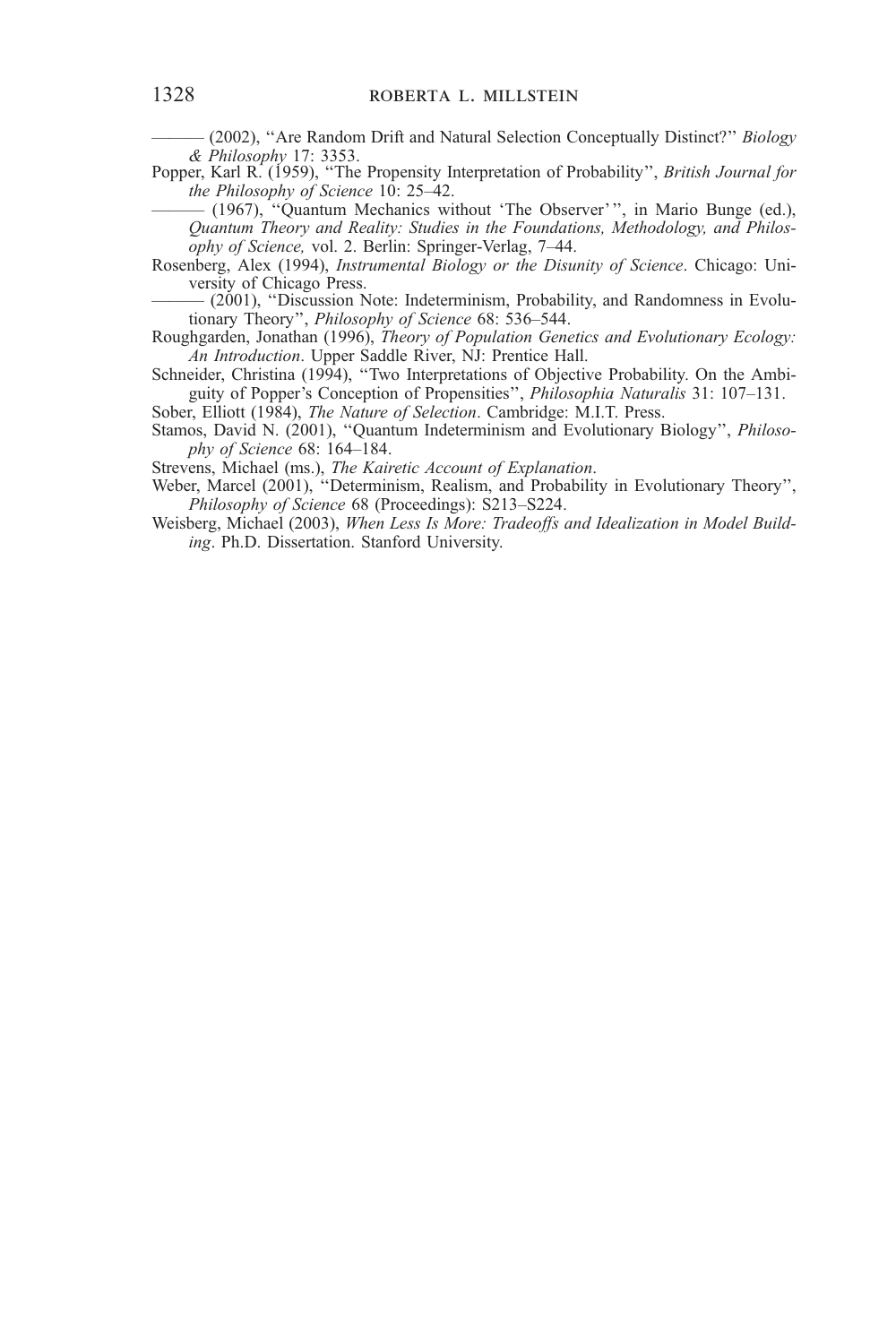——— (2002), "Are Random Drift and Natural Selection Conceptually Distinct?" *Biology & Philosophy* 17: 3353.

Popper, Karl R. (1959), "The Propensity Interpretation of Probability", *British Journal for the Philosophy of Science* 10: 25–42.

——— (1967), "Quantum Mechanics without 'The Observer'", in Mario Bunge (ed.), *Quantum Theory and Reality: Studies in the Foundations, Methodology, and Philosophy of Science,* vol. 2. Berlin: Springer-Verlag, 7–44.

Rosenberg, Alex (1994), *Instrumental Biology or the Disunity of Science*. Chicago: University of Chicago Press.

——— (2001), "Discussion Note: Indeterminism, Probability, and Randomness in Evolutionary Theory", *Philosophy of Science* 68: 536–544.

Roughgarden, Jonathan (1996), *Theory of Population Genetics and Evolutionary Ecology: An Introduction*. Upper Saddle River, NJ: Prentice Hall.

Schneider, Christina (1994), "Two Interpretations of Objective Probability. On the Ambiguity of Popper's Conception of Propensities", *Philosophia Naturalis* 31: 107–131.

Sober, Elliott (1984), *The Nature of Selection*. Cambridge: M.I.T. Press.

Stamos, David N. (2001), "Quantum Indeterminism and Evolutionary Biology", *Philosophy of Science* 68: 164–184.

Strevens, Michael (ms.), *The Kairetic Account of Explanation*.

Weber, Marcel (2001), "Determinism, Realism, and Probability in Evolutionary Theory", *Philosophy of Science* 68 (Proceedings): S213–S224.

Weisberg, Michael (2003), *When Less Is More: Tradeoffs and Idealization in Model Building*. Ph.D. Dissertation. Stanford University.